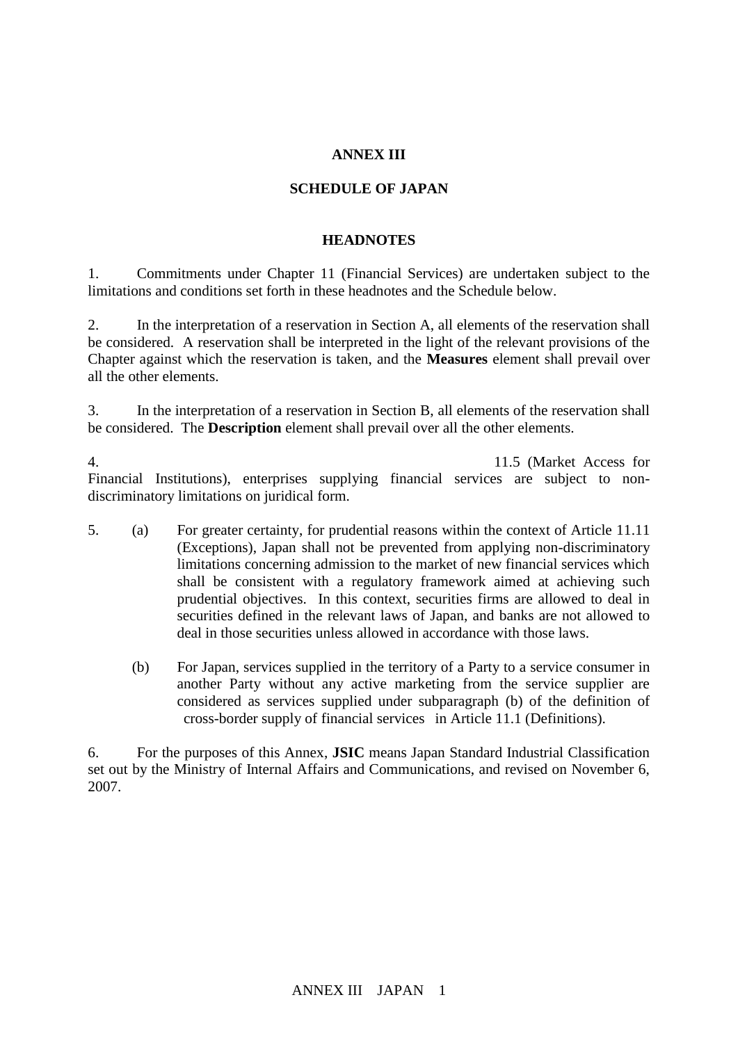**ANNEX III**

**SCHEDULE OF JAPAN**

**HEADNOTES**

1. Commitments under Chapter 11 (Financial Services) are undertaken subject to the limitations and conditions set forth in these headnotes and the Schedule below.

2. In the interpretation of a reservation in Section A, all elements of the reservation shall be considered. A reservation shall be interpreted in the light of the relevant provisions of the Chapter against which the reservation is taken, and the **Measures** element shall prevail over all the other elements.

3. In the interpretation of a reservation in Section B, all elements of the reservation shall be considered. The **Description** element shall prevail over all the other elements.

4. 11.5 (Market Access for Financial Institutions), enterprises supplying financial services are subject to non-discriminatory limitations on juridical form.

5. (a) For greater certainty, for prudential reasons within the context of Article 11.11 (Exceptions), Japan shall not be prevented from applying non-discriminatory limitations concerning admission to the market of new financial services which shall be consistent with a regulatory framework aimed at achieving such prudential objectives. In this context, securities firms are allowed to deal in securities defined in the relevant laws of Japan, and banks are not allowed to deal in those securities unless allowed in accordance with those laws.

   (b) For Japan, services supplied in the territory of a Party to a service consumer in another Party without any active marketing from the service supplier are considered as services supplied under subparagraph (b) of the definition of cross-border supply of financial services in Article 11.1 (Definitions).

6. For the purposes of this Annex, **JSIC** means Japan Standard Industrial Classification set out by the Ministry of Internal Affairs and Communications, and revised on November 6, 2007.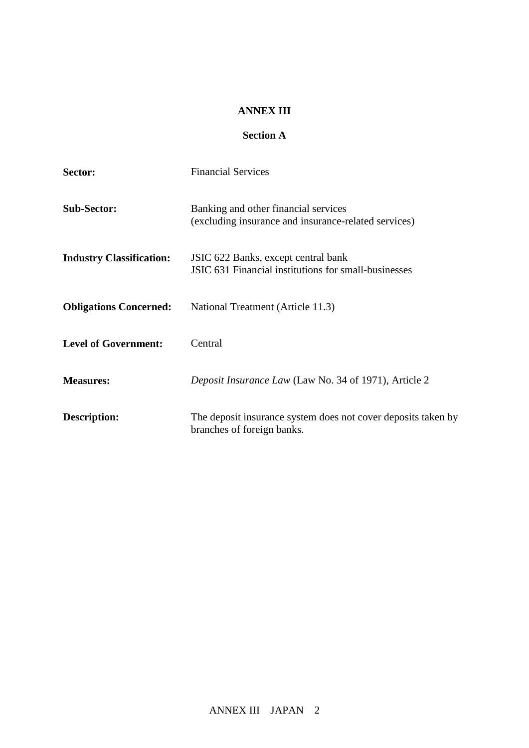## ANNEX III

### Section A

**Sector:** Financial Services

**Sub-Sector:** Banking and other financial services
(excluding insurance and insurance-related services)

**Industry Classification:** JSIC 622 Banks, except central bank
JSIC 631 Financial institutions for small-businesses

**Obligations Concerned:** National Treatment (Article 11.3)

**Level of Government:** Central

**Measures:** *Deposit Insurance Law* (Law No. 34 of 1971), Article 2

**Description:** The deposit insurance system does not cover deposits taken by branches of foreign banks.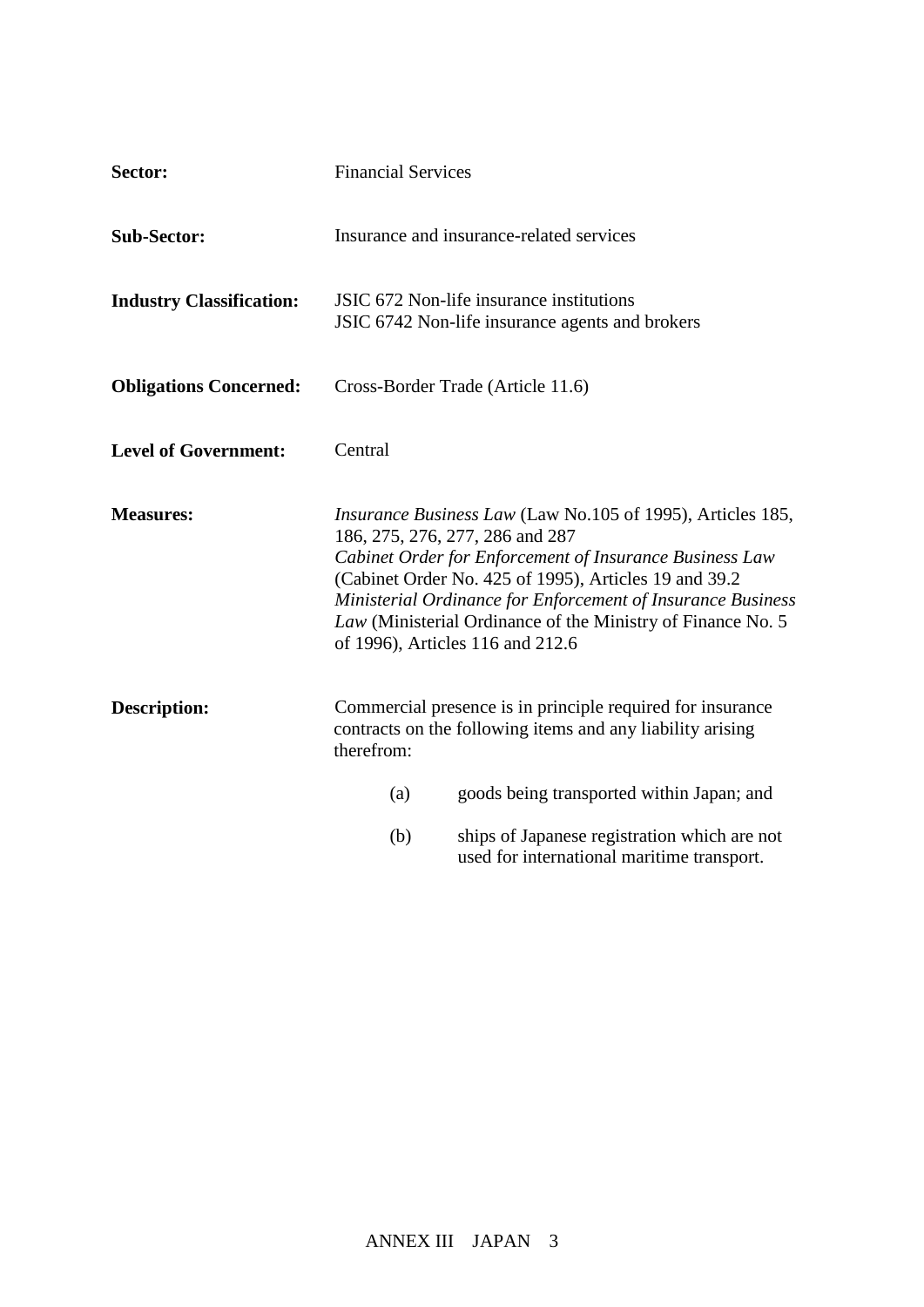**Sector:** Financial Services

**Sub-Sector:** Insurance and insurance-related services

**Industry Classification:** JSIC 672 Non-life insurance institutions
JSIC 6742 Non-life insurance agents and brokers

**Obligations Concerned:** Cross-Border Trade (Article 11.6)

**Level of Government:** Central

**Measures:** *Insurance Business Law* (Law No.105 of 1995), Articles 185, 186, 275, 276, 277, 286 and 287
*Cabinet Order for Enforcement of Insurance Business Law* (Cabinet Order No. 425 of 1995), Articles 19 and 39.2
*Ministerial Ordinance for Enforcement of Insurance Business Law* (Ministerial Ordinance of the Ministry of Finance No. 5 of 1996), Articles 116 and 212.6

**Description:** Commercial presence is in principle required for insurance contracts on the following items and any liability arising therefrom:

(a) goods being transported within Japan; and

(b) ships of Japanese registration which are not used for international maritime transport.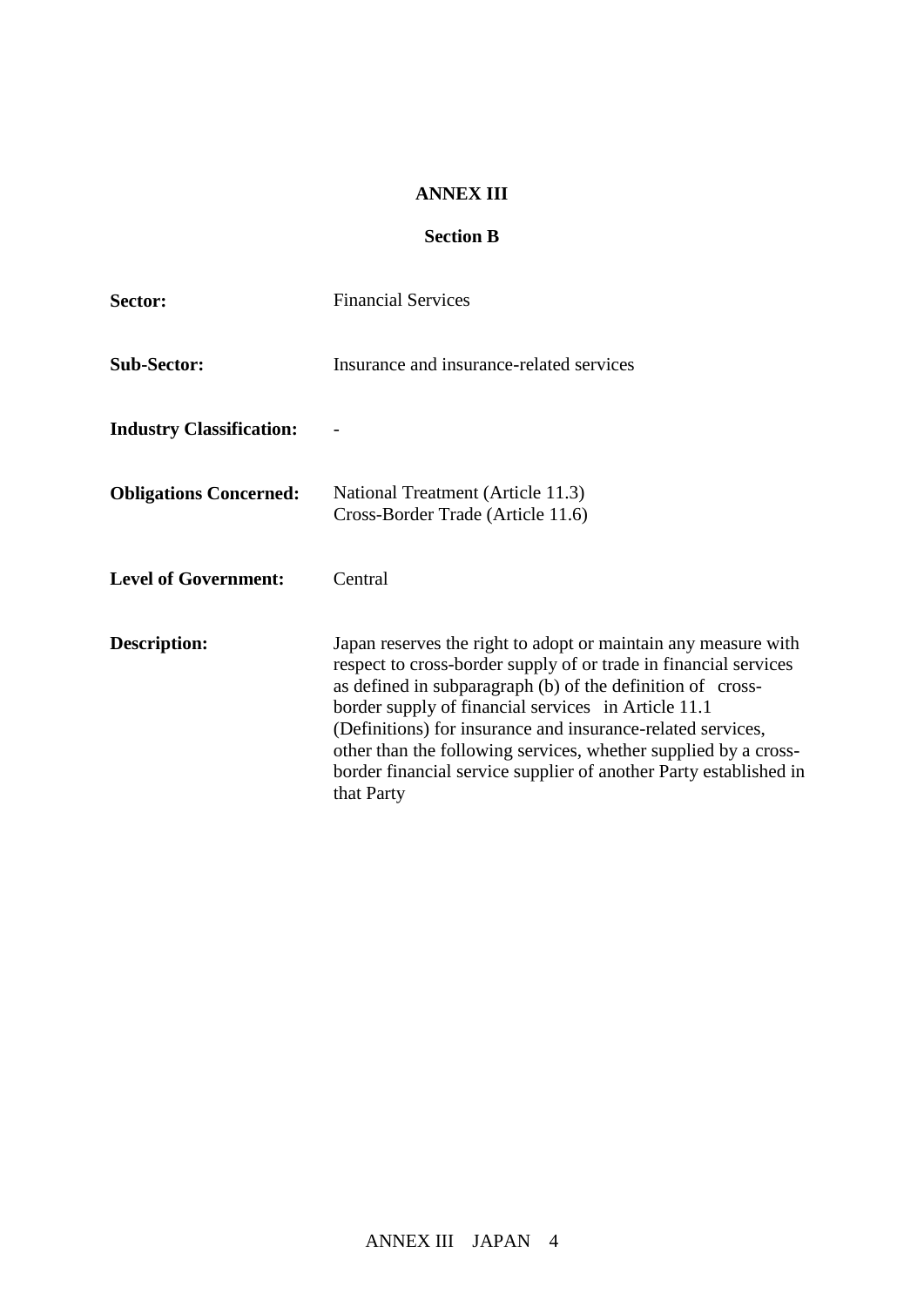**ANNEX III**

**Section B**

**Sector:** Financial Services

**Sub-Sector:** Insurance and insurance-related services

**Industry Classification:** -

**Obligations Concerned:** National Treatment (Article 11.3)
Cross-Border Trade (Article 11.6)

**Level of Government:** Central

**Description:** Japan reserves the right to adopt or maintain any measure with respect to cross-border supply of or trade in financial services as defined in subparagraph (b) of the definition of cross-border supply of financial services in Article 11.1 (Definitions) for insurance and insurance-related services, other than the following services, whether supplied by a cross-border financial service supplier of another Party established in that Party